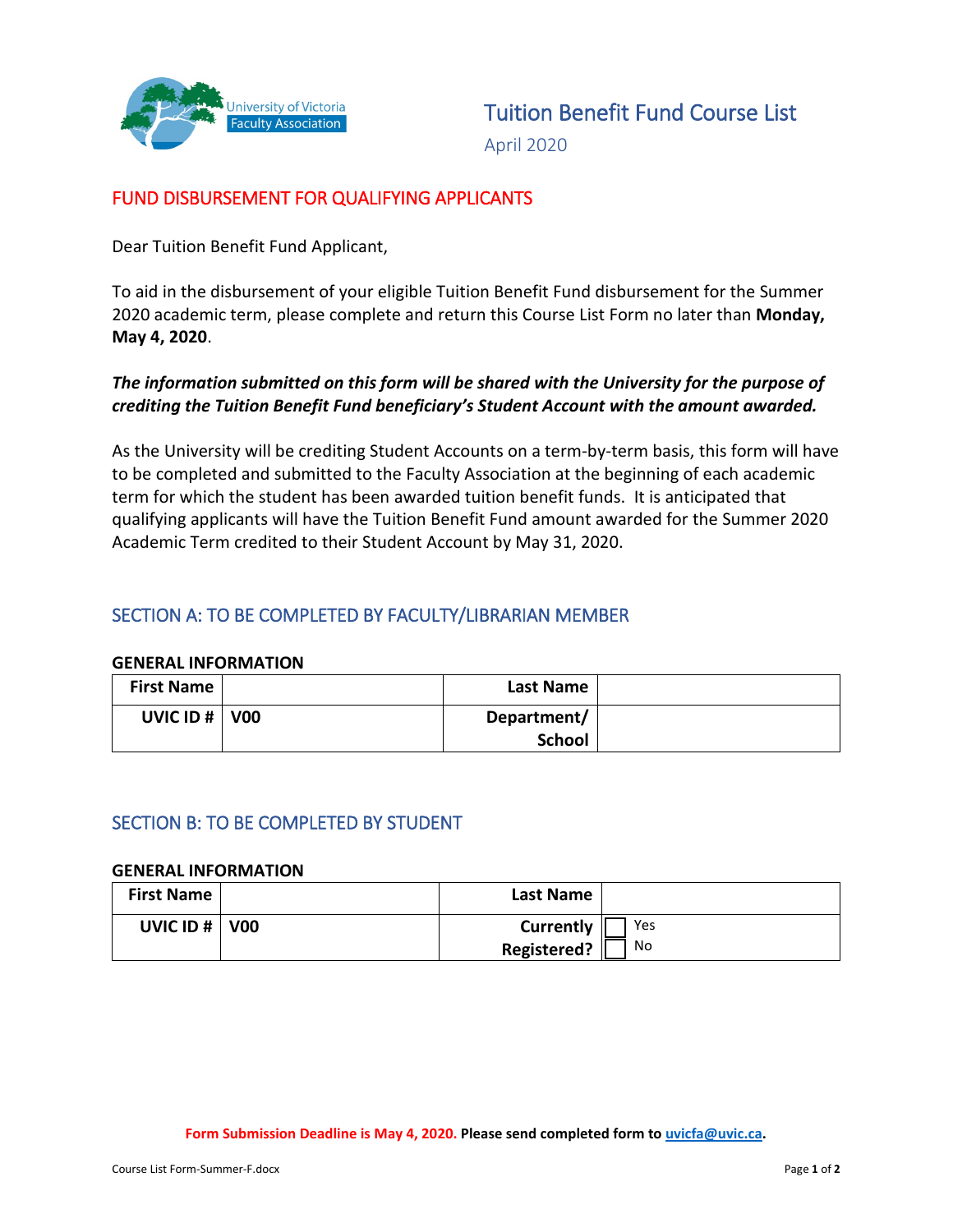University of Victoria Faculty Association

# Tuition Benefit Fund Course List

April 2020

## FUND DISBURSEMENT FOR QUALIFYING APPLICANTS

Dear Tuition Benefit Fund Applicant,

To aid in the disbursement of your eligible Tuition Benefit Fund disbursement for the Summer 2020 academic term, please complete and return this Course List Form no later than **Monday, May 4, 2020**.

***The information submitted on this form will be shared with the University for the purpose of crediting the Tuition Benefit Fund beneficiary's Student Account with the amount awarded.***

As the University will be crediting Student Accounts on a term-by-term basis, this form will have to be completed and submitted to the Faculty Association at the beginning of each academic term for which the student has been awarded tuition benefit funds. It is anticipated that qualifying applicants will have the Tuition Benefit Fund amount awarded for the Summer 2020 Academic Term credited to their Student Account by May 31, 2020.

## SECTION A: TO BE COMPLETED BY FACULTY/LIBRARIAN MEMBER

**GENERAL INFORMATION**

| **First Name** | | **Last Name** | |
|---|---|---|---|
| **UVIC ID #** | **V00** | **Department/ School** | |

## SECTION B: TO BE COMPLETED BY STUDENT

**GENERAL INFORMATION**

| **First Name** | | **Last Name** | |
|---|---|---|---|
| **UVIC ID #** | **V00** | **Currently Registered?** | ☐ Yes ☐ No |

**Form Submission Deadline is May 4, 2020. Please send completed form to uvicfa@uvic.ca.**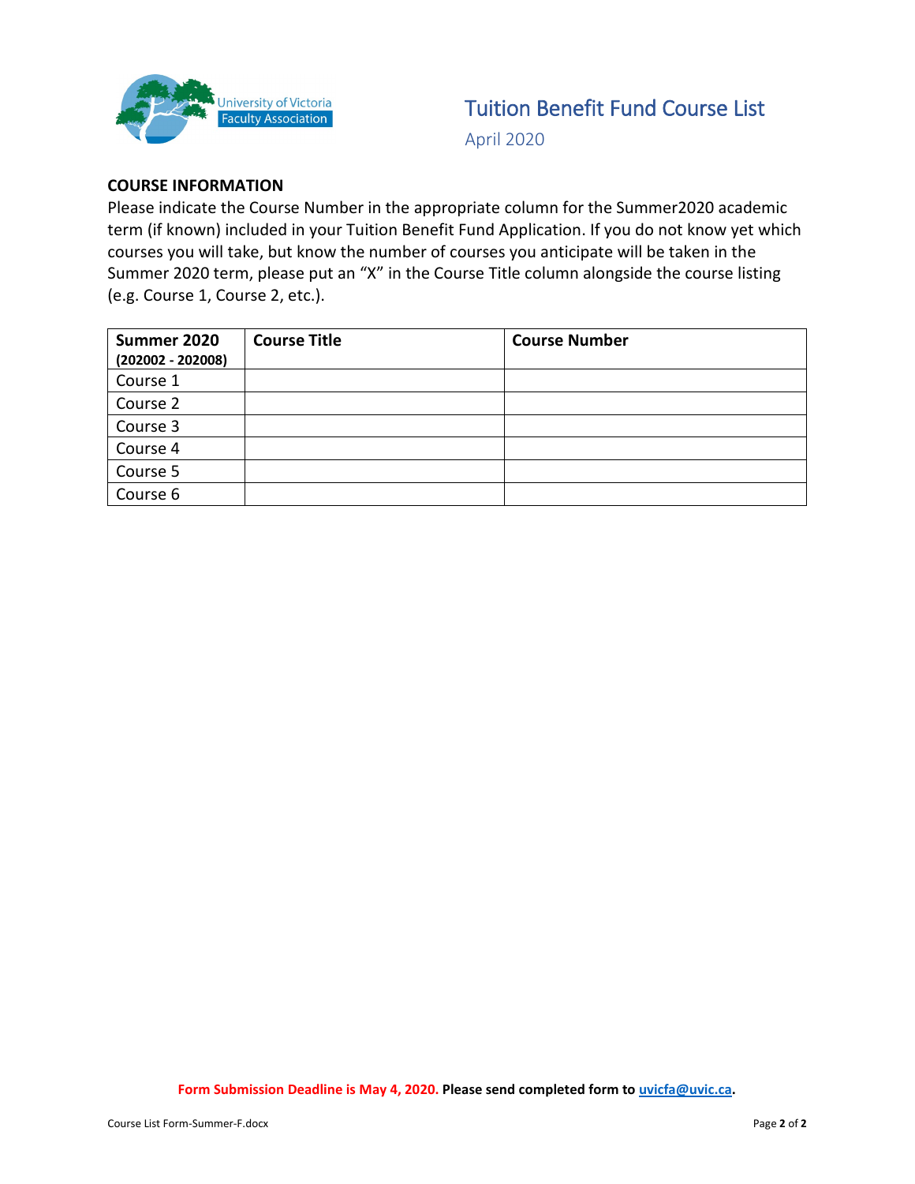University of Victoria Faculty Association

# Tuition Benefit Fund Course List

April 2020

**COURSE INFORMATION**

Please indicate the Course Number in the appropriate column for the Summer2020 academic term (if known) included in your Tuition Benefit Fund Application. If you do not know yet which courses you will take, but know the number of courses you anticipate will be taken in the Summer 2020 term, please put an "X" in the Course Title column alongside the course listing (e.g. Course 1, Course 2, etc.).

| **Summer 2020 (202002 - 202008)** | **Course Title** | **Course Number** |
|---|---|---|
| Course 1 | | |
| Course 2 | | |
| Course 3 | | |
| Course 4 | | |
| Course 5 | | |
| Course 6 | | |

**Form Submission Deadline is May 4, 2020. Please send completed form to uvicfa@uvic.ca.**

Course List Form-Summer-F.docx